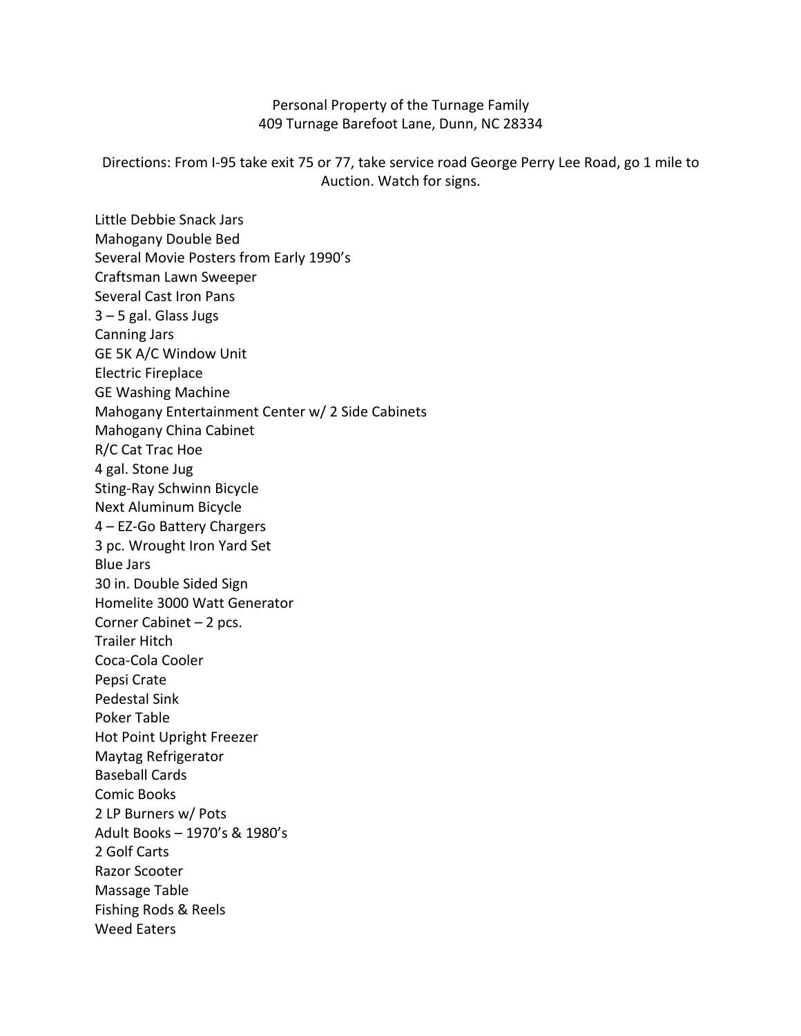Personal Property of the Turnage Family
409 Turnage Barefoot Lane, Dunn, NC 28334

Directions: From I-95 take exit 75 or 77, take service road George Perry Lee Road, go 1 mile to Auction. Watch for signs.

Little Debbie Snack Jars
Mahogany Double Bed
Several Movie Posters from Early 1990's
Craftsman Lawn Sweeper
Several Cast Iron Pans
3 – 5 gal. Glass Jugs
Canning Jars
GE 5K A/C Window Unit
Electric Fireplace
GE Washing Machine
Mahogany Entertainment Center w/ 2 Side Cabinets
Mahogany China Cabinet
R/C Cat Trac Hoe
4 gal. Stone Jug
Sting-Ray Schwinn Bicycle
Next Aluminum Bicycle
4 – EZ-Go Battery Chargers
3 pc. Wrought Iron Yard Set
Blue Jars
30 in. Double Sided Sign
Homelite 3000 Watt Generator
Corner Cabinet – 2 pcs.
Trailer Hitch
Coca-Cola Cooler
Pepsi Crate
Pedestal Sink
Poker Table
Hot Point Upright Freezer
Maytag Refrigerator
Baseball Cards
Comic Books
2 LP Burners w/ Pots
Adult Books – 1970's & 1980's
2 Golf Carts
Razor Scooter
Massage Table
Fishing Rods & Reels
Weed Eaters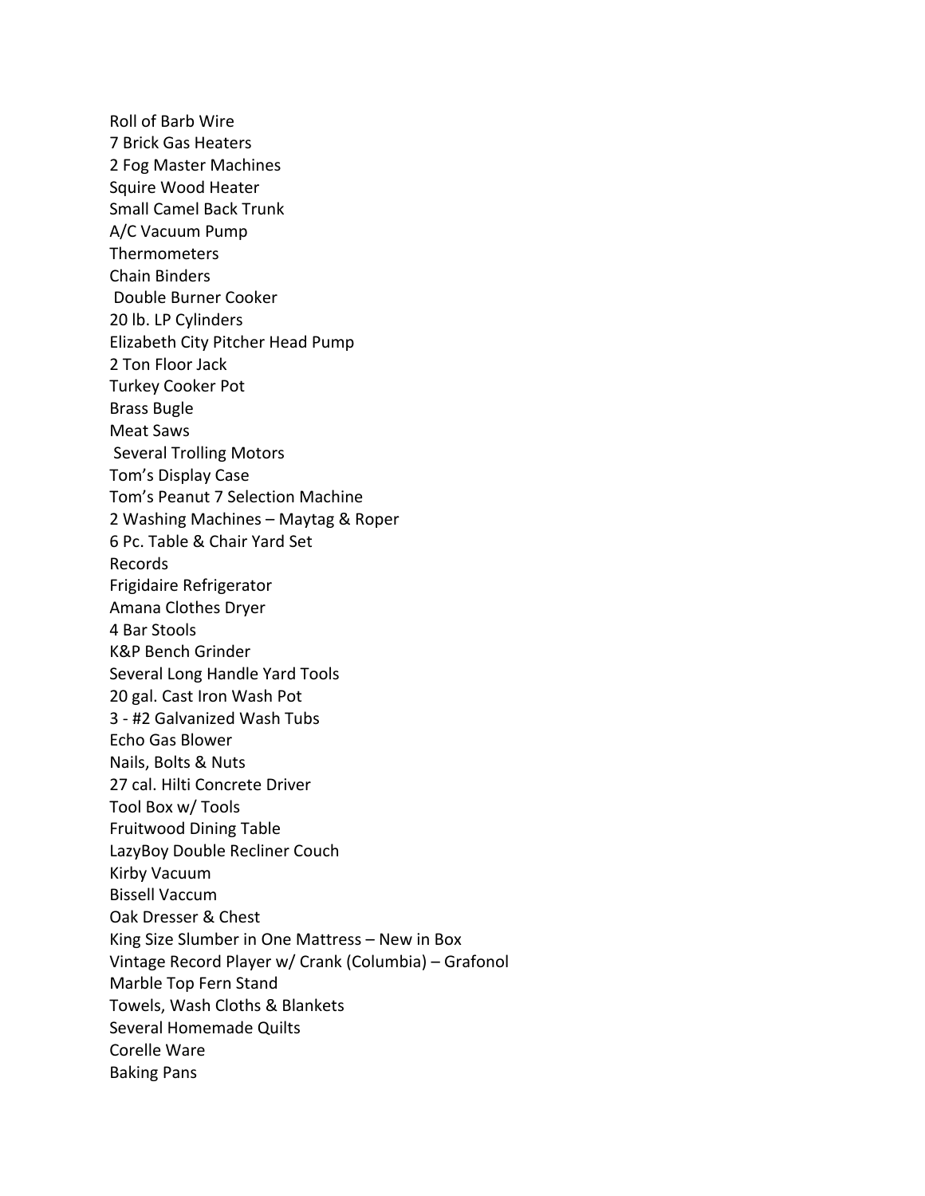Roll of Barb Wire
7 Brick Gas Heaters
2 Fog Master Machines
Squire Wood Heater
Small Camel Back Trunk
A/C Vacuum Pump
Thermometers
Chain Binders
Double Burner Cooker
20 lb. LP Cylinders
Elizabeth City Pitcher Head Pump
2 Ton Floor Jack
Turkey Cooker Pot
Brass Bugle
Meat Saws
Several Trolling Motors
Tom's Display Case
Tom's Peanut 7 Selection Machine
2 Washing Machines – Maytag & Roper
6 Pc. Table & Chair Yard Set
Records
Frigidaire Refrigerator
Amana Clothes Dryer
4 Bar Stools
K&P Bench Grinder
Several Long Handle Yard Tools
20 gal. Cast Iron Wash Pot
3 - #2 Galvanized Wash Tubs
Echo Gas Blower
Nails, Bolts & Nuts
27 cal. Hilti Concrete Driver
Tool Box w/ Tools
Fruitwood Dining Table
LazyBoy Double Recliner Couch
Kirby Vacuum
Bissell Vaccum
Oak Dresser & Chest
King Size Slumber in One Mattress – New in Box
Vintage Record Player w/ Crank (Columbia) – Grafonol
Marble Top Fern Stand
Towels, Wash Cloths & Blankets
Several Homemade Quilts
Corelle Ware
Baking Pans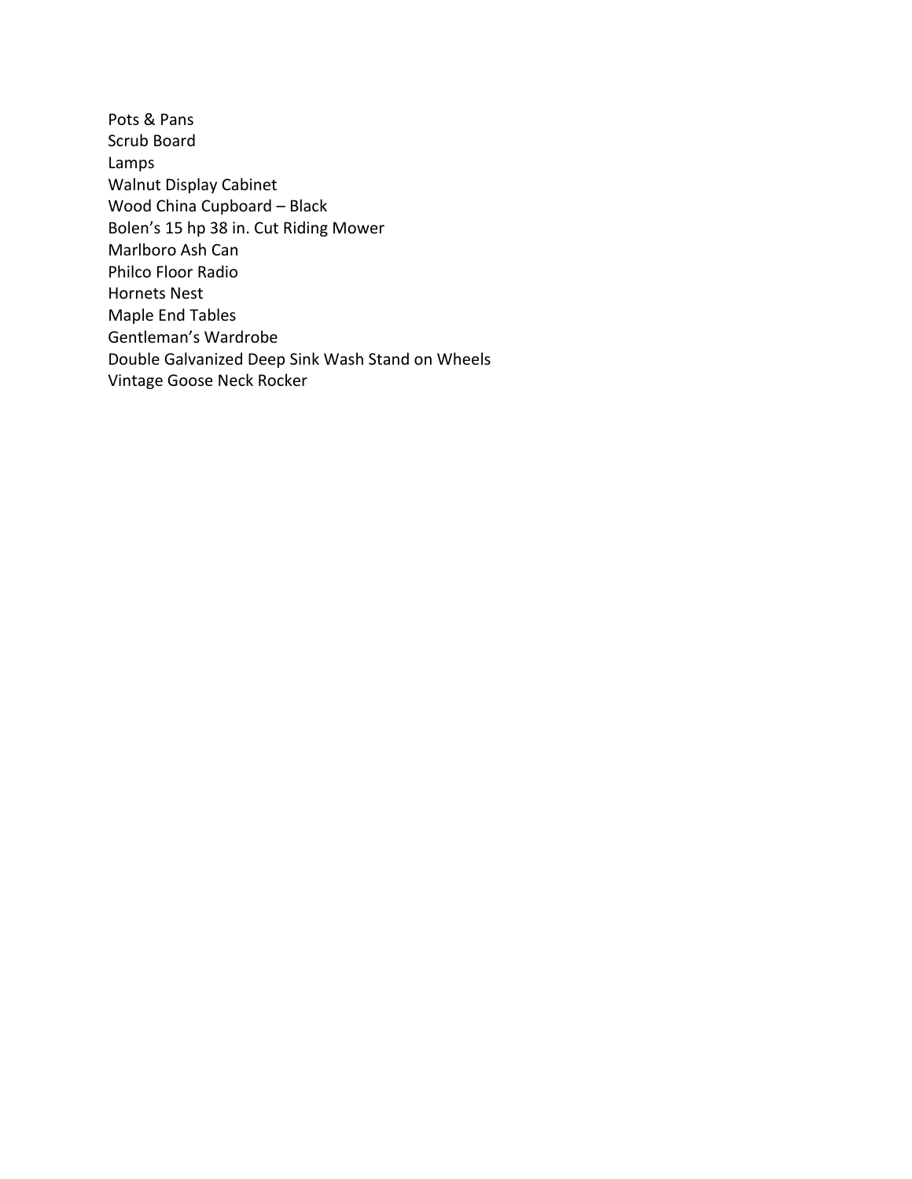Pots & Pans
Scrub Board
Lamps
Walnut Display Cabinet
Wood China Cupboard – Black
Bolen's 15 hp 38 in. Cut Riding Mower
Marlboro Ash Can
Philco Floor Radio
Hornets Nest
Maple End Tables
Gentleman's Wardrobe
Double Galvanized Deep Sink Wash Stand on Wheels
Vintage Goose Neck Rocker